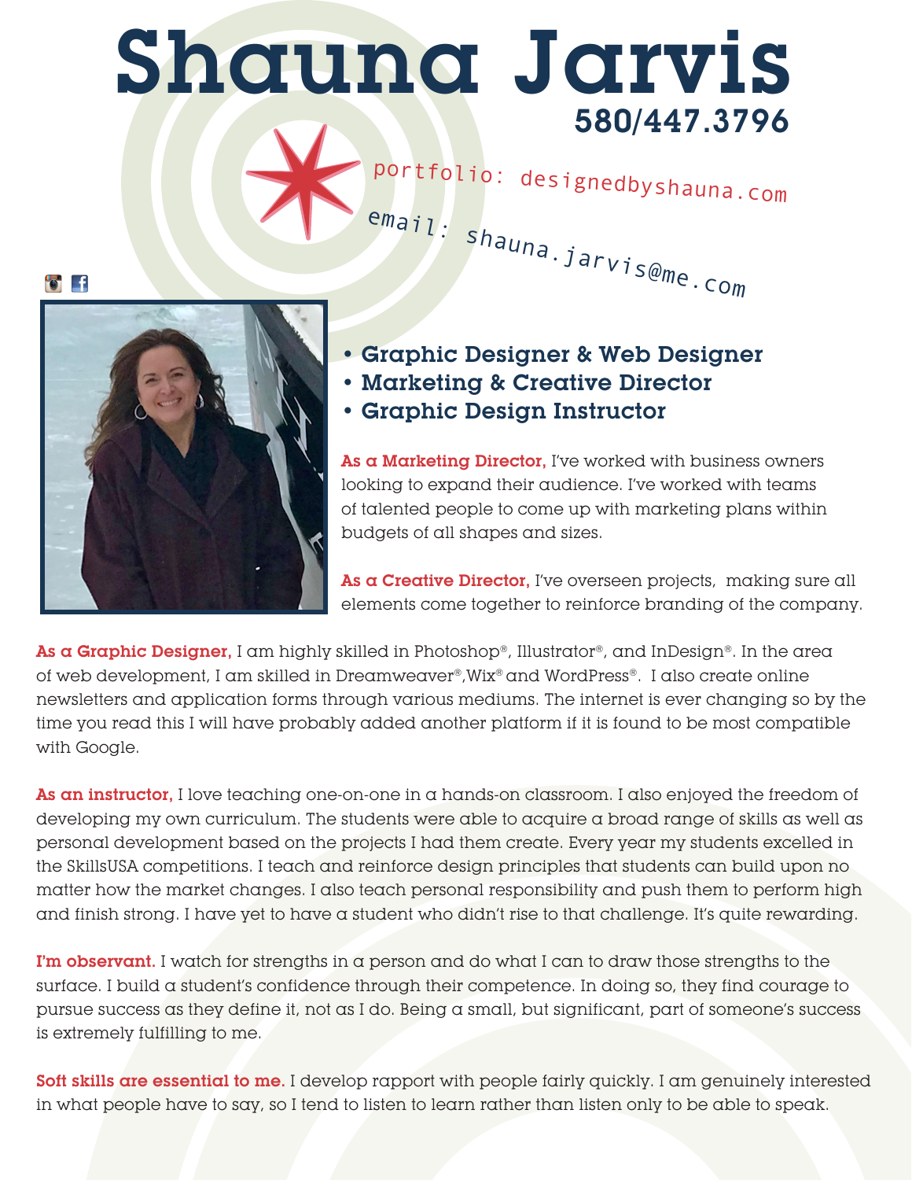# Shauna Jarvis

580/447.3796

portfolio: designedbyshauna.com

email: shauna.jarvis@me.com

- **Graphic Designer & Web Designer**
- **Marketing & Creative Director**
- **Graphic Design Instructor**

**As a Marketing Director,** I've worked with business owners looking to expand their audience. I've worked with teams of talented people to come up with marketing plans within budgets of all shapes and sizes.

**As a Creative Director,** I've overseen projects, making sure all elements come together to reinforce branding of the company.

**As a Graphic Designer,** I am highly skilled in Photoshop®, Illustrator®, and InDesign®. In the area of web development, I am skilled in Dreamweaver®,Wix® and WordPress®. I also create online newsletters and application forms through various mediums. The internet is ever changing so by the time you read this I will have probably added another platform if it is found to be most compatible with Google.

**As an instructor,** I love teaching one-on-one in a hands-on classroom. I also enjoyed the freedom of developing my own curriculum. The students were able to acquire a broad range of skills as well as personal development based on the projects I had them create. Every year my students excelled in the SkillsUSA competitions. I teach and reinforce design principles that students can build upon no matter how the market changes. I also teach personal responsibility and push them to perform high and finish strong. I have yet to have a student who didn't rise to that challenge. It's quite rewarding.

**I'm observant.** I watch for strengths in a person and do what I can to draw those strengths to the surface. I build a student's confidence through their competence. In doing so, they find courage to pursue success as they define it, not as I do. Being a small, but significant, part of someone's success is extremely fulfilling to me.

**Soft skills are essential to me.** I develop rapport with people fairly quickly. I am genuinely interested in what people have to say, so I tend to listen to learn rather than listen only to be able to speak.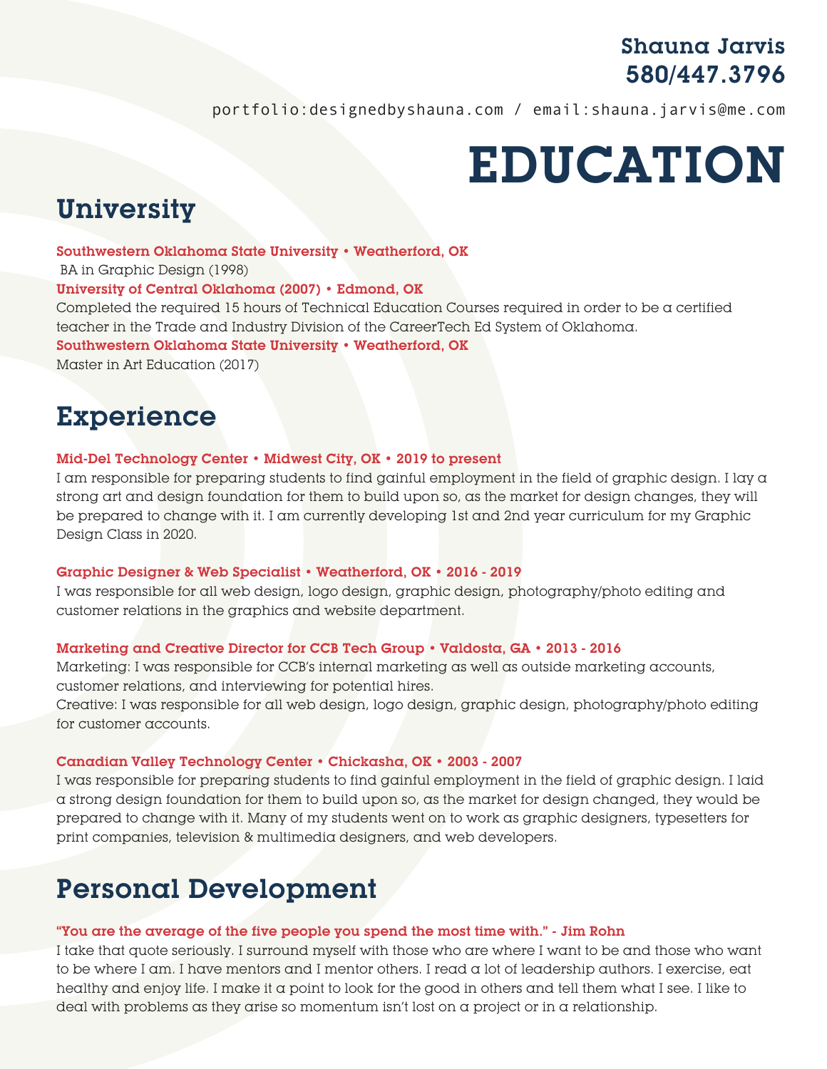Shauna Jarvis
580/447.3796

portfolio:designedbyshauna.com / email:shauna.jarvis@me.com

# EDUCATION

## University

**Southwestern Oklahoma State University • Weatherford, OK**
BA in Graphic Design (1998)
**University of Central Oklahoma (2007) • Edmond, OK**
Completed the required 15 hours of Technical Education Courses required in order to be a certified teacher in the Trade and Industry Division of the CareerTech Ed System of Oklahoma.
**Southwestern Oklahoma State University • Weatherford, OK**
Master in Art Education (2017)

## Experience

**Mid-Del Technology Center • Midwest City, OK • 2019 to present**
I am responsible for preparing students to find gainful employment in the field of graphic design. I lay a strong art and design foundation for them to build upon so, as the market for design changes, they will be prepared to change with it. I am currently developing 1st and 2nd year curriculum for my Graphic Design Class in 2020.

**Graphic Designer & Web Specialist • Weatherford, OK • 2016 - 2019**
I was responsible for all web design, logo design, graphic design, photography/photo editing and customer relations in the graphics and website department.

**Marketing and Creative Director for CCB Tech Group • Valdosta, GA • 2013 - 2016**
Marketing: I was responsible for CCB's internal marketing as well as outside marketing accounts, customer relations, and interviewing for potential hires.
Creative: I was responsible for all web design, logo design, graphic design, photography/photo editing for customer accounts.

**Canadian Valley Technology Center • Chickasha, OK • 2003 - 2007**
I was responsible for preparing students to find gainful employment in the field of graphic design. I laid a strong design foundation for them to build upon so, as the market for design changed, they would be prepared to change with it. Many of my students went on to work as graphic designers, typesetters for print companies, television & multimedia designers, and web developers.

## Personal Development

**"You are the average of the five people you spend the most time with." - Jim Rohn**
I take that quote seriously. I surround myself with those who are where I want to be and those who want to be where I am. I have mentors and I mentor others. I read a lot of leadership authors. I exercise, eat healthy and enjoy life. I make it a point to look for the good in others and tell them what I see. I like to deal with problems as they arise so momentum isn't lost on a project or in a relationship.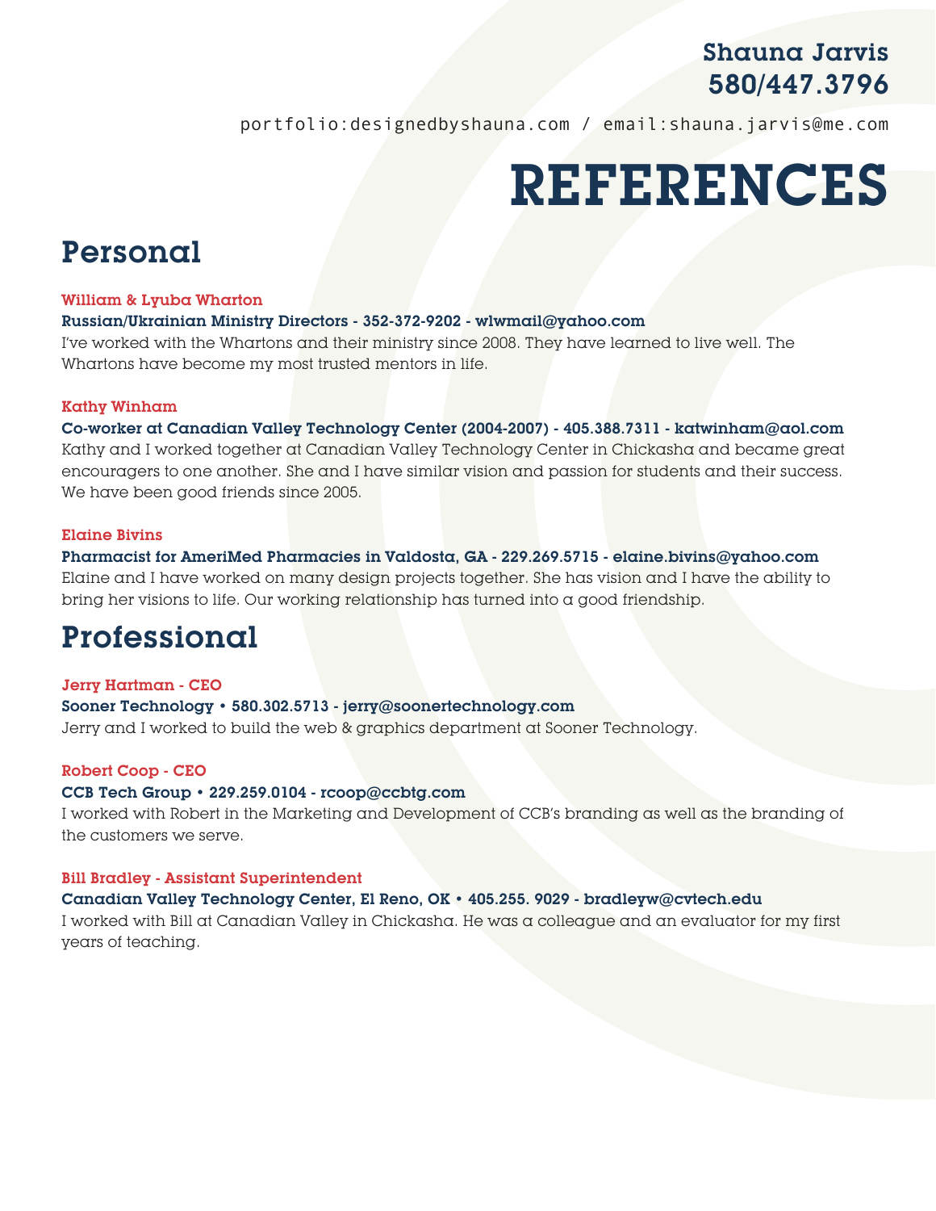**Shauna Jarvis**
**580/447.3796**

portfolio:designedbyshauna.com / email:shauna.jarvis@me.com

# REFERENCES

## Personal

**William & Lyuba Wharton**
**Russian/Ukrainian Ministry Directors - 352-372-9202 - wlwmail@yahoo.com**
I've worked with the Whartons and their ministry since 2008. They have learned to live well. The Whartons have become my most trusted mentors in life.

**Kathy Winham**
**Co-worker at Canadian Valley Technology Center (2004-2007) - 405.388.7311 - katwinham@aol.com**
Kathy and I worked together at Canadian Valley Technology Center in Chickasha and became great encouragers to one another. She and I have similar vision and passion for students and their success. We have been good friends since 2005.

**Elaine Bivins**
**Pharmacist for AmeriMed Pharmacies in Valdosta, GA - 229.269.5715 - elaine.bivins@yahoo.com**
Elaine and I have worked on many design projects together. She has vision and I have the ability to bring her visions to life. Our working relationship has turned into a good friendship.

## Professional

**Jerry Hartman - CEO**
**Sooner Technology • 580.302.5713 - jerry@soonertechnology.com**
Jerry and I worked to build the web & graphics department at Sooner Technology.

**Robert Coop - CEO**
**CCB Tech Group • 229.259.0104 - rcoop@ccbtg.com**
I worked with Robert in the Marketing and Development of CCB's branding as well as the branding of the customers we serve.

**Bill Bradley - Assistant Superintendent**
**Canadian Valley Technology Center, El Reno, OK • 405.255. 9029 - bradleyw@cvtech.edu**
I worked with Bill at Canadian Valley in Chickasha. He was a colleague and an evaluator for my first years of teaching.